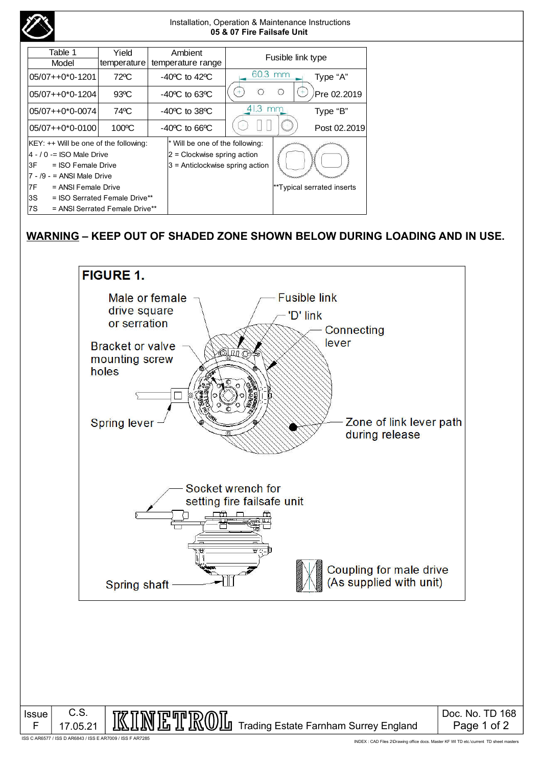Installation, Operation & Maintenance Instructions
**05 & 07 Fire Failsafe Unit**

| Table 1 Model | Yield temperature | Ambient temperature range | Fusible link type | |
|---|---|---|---|---|
| 05/07++0*0-1201 | 72ºC | -40ºC to 42ºC | 60.3 mm | Type "A" |
| 05/07++0*0-1204 | 93ºC | -40ºC to 63ºC | | Pre 02.2019 |
| 05/07++0*0-0074 | 74ºC | -40ºC to 38ºC | 41.3 mm | Type "B" |
| 05/07++0*0-0100 | 100ºC | -40ºC to 66ºC | | Post 02.2019 |

KEY: ++ Will be one of the following:

- 4 - / 0 -= ISO Male Drive
- 3F = ISO Female Drive
- 7 - /9 - = ANSI Male Drive
- 7F = ANSI Female Drive
- 3S = ISO Serrated Female Drive**
- 7S = ANSI Serrated Female Drive**

\* Will be one of the following:

- 2 = Clockwise spring action
- 3 = Anticlockwise spring action

**Typical serrated inserts

**<u>WARNING</u> – KEEP OUT OF SHADED ZONE SHOWN BELOW DURING LOADING AND IN USE.**

**FIGURE 1.**

Male or female drive square or serration

Fusible link

'D' link

Connecting lever

Bracket or valve mounting screw holes

Spring lever

Zone of link lever path during release

Socket wrench for setting fire failsafe unit

Coupling for male drive (As supplied with unit)

Spring shaft

| Issue | C.S. | KINETROL Trading Estate Farnham Surrey England | Doc. No. TD 168 |
|---|---|---|---|
| F | 17.05.21 | | |

ISS C AR6577 / ISS D AR6843 / ISS E AR7009 / ISS F AR7285

INDEX : CAD Files 2\Drawing office docs. Master KF WI TD etc.\current TD sheet masters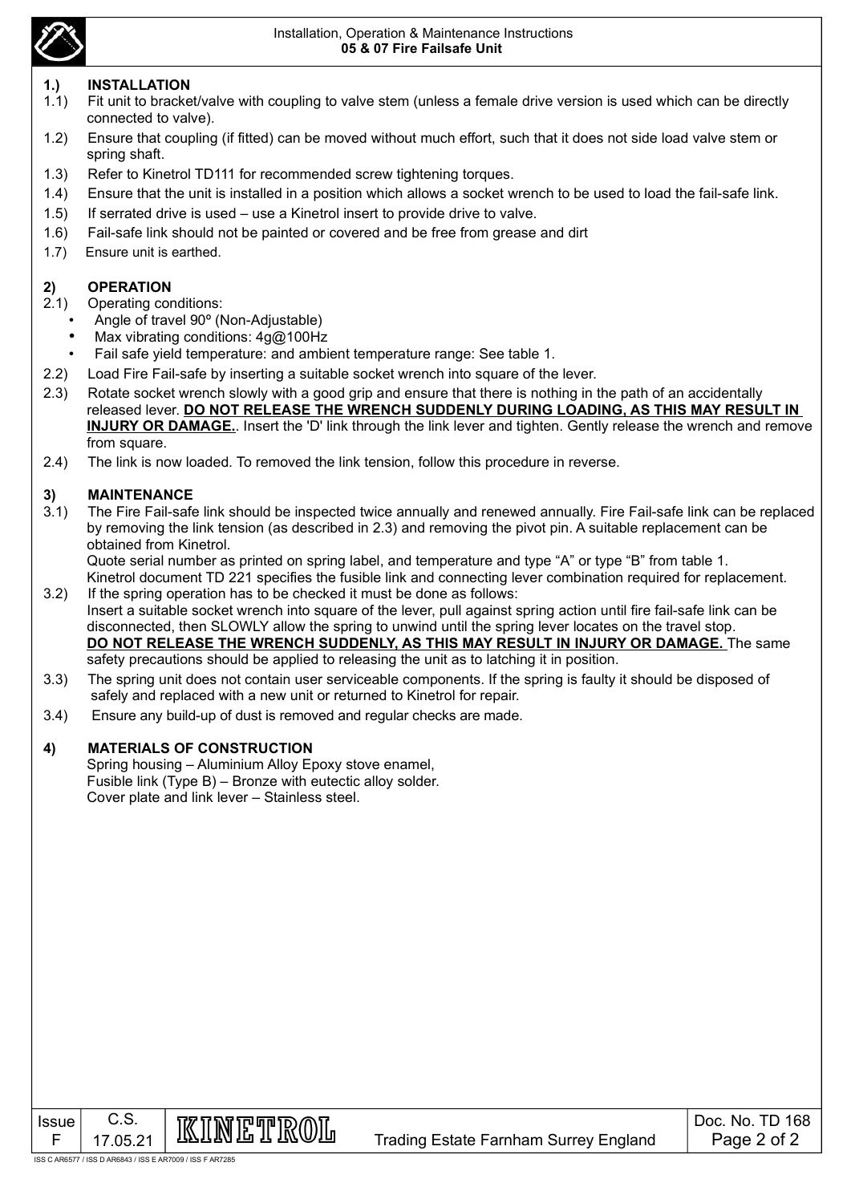## 1.) INSTALLATION

1.1) Fit unit to bracket/valve with coupling to valve stem (unless a female drive version is used which can be directly connected to valve).

1.2) Ensure that coupling (if fitted) can be moved without much effort, such that it does not side load valve stem or spring shaft.

1.3) Refer to Kinetrol TD111 for recommended screw tightening torques.

1.4) Ensure that the unit is installed in a position which allows a socket wrench to be used to load the fail-safe link.

1.5) If serrated drive is used – use a Kinetrol insert to provide drive to valve.

1.6) Fail-safe link should not be painted or covered and be free from grease and dirt

1.7) Ensure unit is earthed.

## 2) OPERATION

2.1) Operating conditions:

- Angle of travel 90º (Non-Adjustable)
- Max vibrating conditions: 4g@100Hz
- Fail safe yield temperature: and ambient temperature range: See table 1.

2.2) Load Fire Fail-safe by inserting a suitable socket wrench into square of the lever.

2.3) Rotate socket wrench slowly with a good grip and ensure that there is nothing in the path of an accidentally released lever. **DO NOT RELEASE THE WRENCH SUDDENLY DURING LOADING, AS THIS MAY RESULT IN INJURY OR DAMAGE.**. Insert the 'D' link through the link lever and tighten. Gently release the wrench and remove from square.

2.4) The link is now loaded. To removed the link tension, follow this procedure in reverse.

## 3) MAINTENANCE

3.1) The Fire Fail-safe link should be inspected twice annually and renewed annually. Fire Fail-safe link can be replaced by removing the link tension (as described in 2.3) and removing the pivot pin. A suitable replacement can be obtained from Kinetrol.
Quote serial number as printed on spring label, and temperature and type "A" or type "B" from table 1.
Kinetrol document TD 221 specifies the fusible link and connecting lever combination required for replacement.

3.2) If the spring operation has to be checked it must be done as follows:
Insert a suitable socket wrench into square of the lever, pull against spring action until fire fail-safe link can be disconnected, then SLOWLY allow the spring to unwind until the spring lever locates on the travel stop.
**DO NOT RELEASE THE WRENCH SUDDENLY, AS THIS MAY RESULT IN INJURY OR DAMAGE.** The same safety precautions should be applied to releasing the unit as to latching it in position.

3.3) The spring unit does not contain user serviceable components. If the spring is faulty it should be disposed of safely and replaced with a new unit or returned to Kinetrol for repair.

3.4) Ensure any build-up of dust is removed and regular checks are made.

## 4) MATERIALS OF CONSTRUCTION

Spring housing – Aluminium Alloy Epoxy stove enamel,
Fusible link (Type B) – Bronze with eutectic alloy solder.
Cover plate and link lever – Stainless steel.